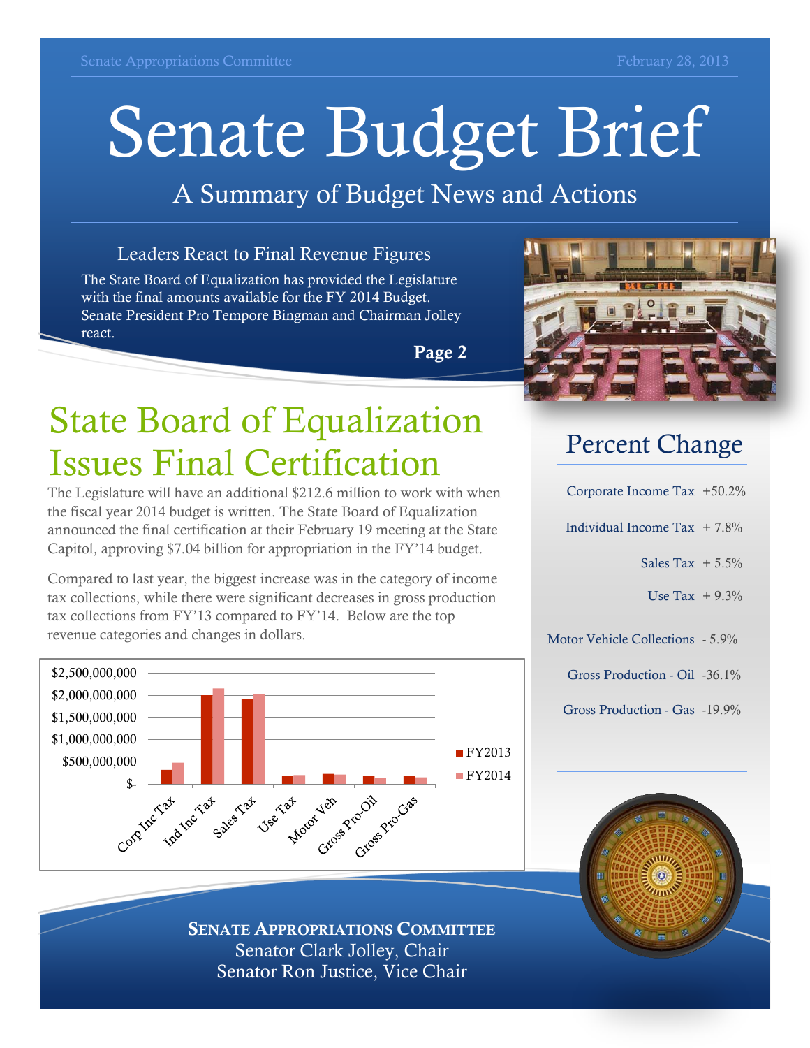Senate Appropriations Committee

February 28, 2013

# Senate Budget Brief

## A Summary of Budget News and Actions

### Leaders React to Final Revenue Figures

The State Board of Equalization has provided the Legislature with the final amounts available for the FY 2014 Budget. Senate President Pro Tempore Bingman and Chairman Jolley react.

**Page 2**

# State Board of Equalization Issues Final Certification

The Legislature will have an additional $212.6 million to work with when the fiscal year 2014 budget is written. The State Board of Equalization announced the final certification at their February 19 meeting at the State Capitol, approving $7.04 billion for appropriation in the FY'14 budget.

Compared to last year, the biggest increase was in the category of income tax collections, while there were significant decreases in gross production tax collections from FY'13 compared to FY'14. Below are the top revenue categories and changes in dollars.

## Percent Change

| Category | Change |
|---|---|
| Corporate Income Tax | +50.2% |
| Individual Income Tax | + 7.8% |
| Sales Tax | + 5.5% |
| Use Tax | + 9.3% |
| Motor Vehicle Collections | - 5.9% |
| Gross Production - Oil | -36.1% |
| Gross Production - Gas | -19.9% |

**SENATE APPROPRIATIONS COMMITTEE**

Senator Clark Jolley, Chair

Senator Ron Justice, Vice Chair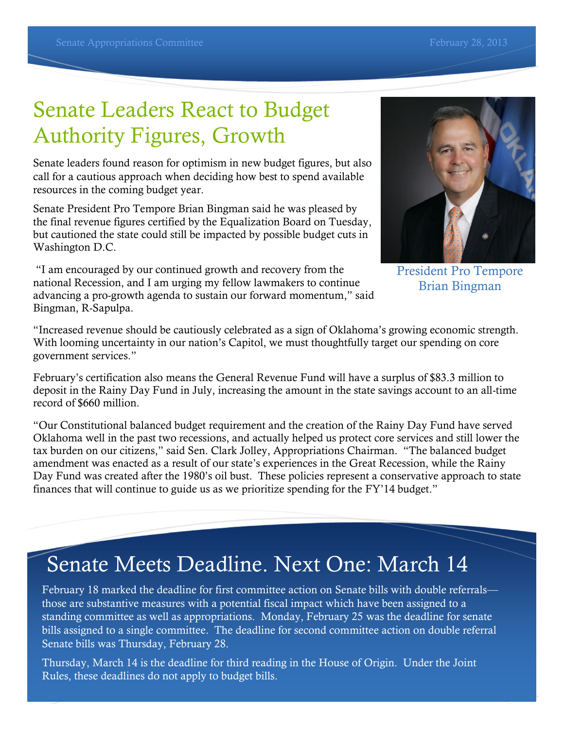# Senate Leaders React to Budget Authority Figures, Growth

Senate leaders found reason for optimism in new budget figures, but also call for a cautious approach when deciding how best to spend available resources in the coming budget year.

Senate President Pro Tempore Brian Bingman said he was pleased by the final revenue figures certified by the Equalization Board on Tuesday, but cautioned the state could still be impacted by possible budget cuts in Washington D.C.

"I am encouraged by our continued growth and recovery from the national Recession, and I am urging my fellow lawmakers to continue advancing a pro-growth agenda to sustain our forward momentum," said Bingman, R-Sapulpa.

President Pro Tempore Brian Bingman

"Increased revenue should be cautiously celebrated as a sign of Oklahoma's growing economic strength. With looming uncertainty in our nation's Capitol, we must thoughtfully target our spending on core government services."

February's certification also means the General Revenue Fund will have a surplus of $83.3 million to deposit in the Rainy Day Fund in July, increasing the amount in the state savings account to an all-time record of $660 million.

"Our Constitutional balanced budget requirement and the creation of the Rainy Day Fund have served Oklahoma well in the past two recessions, and actually helped us protect core services and still lower the tax burden on our citizens," said Sen. Clark Jolley, Appropriations Chairman. "The balanced budget amendment was enacted as a result of our state's experiences in the Great Recession, while the Rainy Day Fund was created after the 1980's oil bust. These policies represent a conservative approach to state finances that will continue to guide us as we prioritize spending for the FY'14 budget."

# Senate Meets Deadline. Next One: March 14

February 18 marked the deadline for first committee action on Senate bills with double referrals—those are substantive measures with a potential fiscal impact which have been assigned to a standing committee as well as appropriations. Monday, February 25 was the deadline for senate bills assigned to a single committee. The deadline for second committee action on double referral Senate bills was Thursday, February 28.

Thursday, March 14 is the deadline for third reading in the House of Origin. Under the Joint Rules, these deadlines do not apply to budget bills.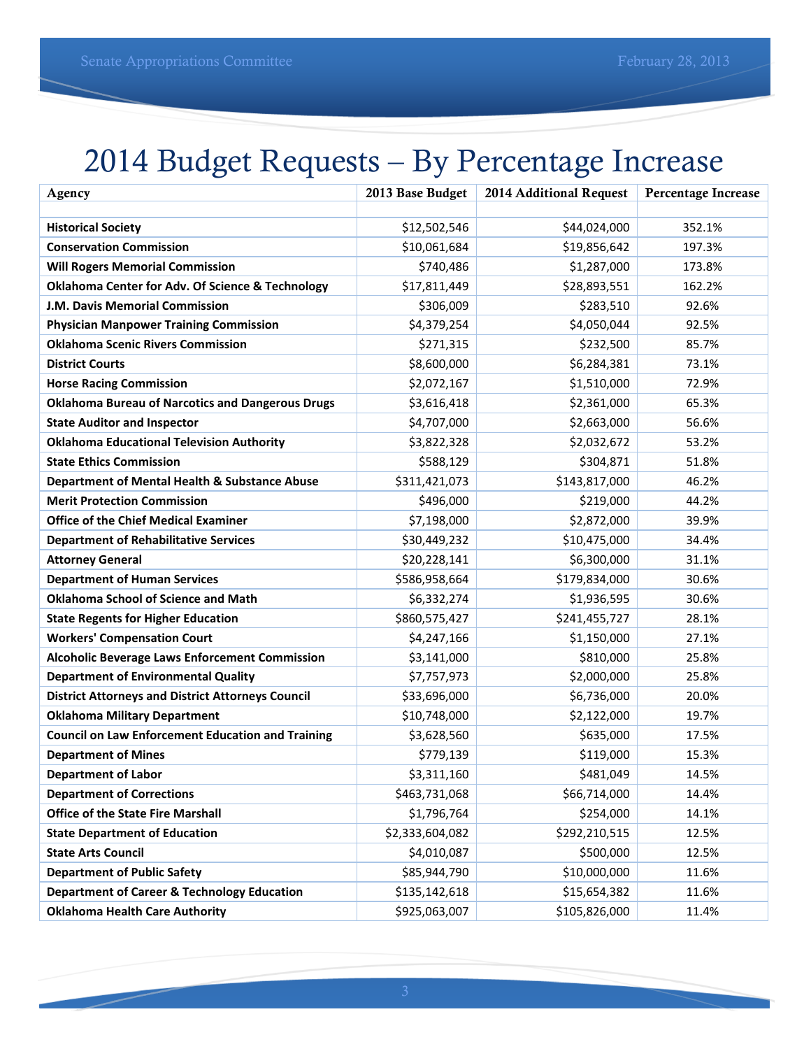# 2014 Budget Requests – By Percentage Increase

| Agency | 2013 Base Budget | 2014 Additional Request | Percentage Increase |
|---|---|---|---|
| **Historical Society** | $12,502,546 | $44,024,000 | 352.1% |
| **Conservation Commission** | $10,061,684 | $19,856,642 | 197.3% |
| **Will Rogers Memorial Commission** | $740,486 | $1,287,000 | 173.8% |
| **Oklahoma Center for Adv. Of Science & Technology** | $17,811,449 | $28,893,551 | 162.2% |
| **J.M. Davis Memorial Commission** | $306,009 | $283,510 | 92.6% |
| **Physician Manpower Training Commission** | $4,379,254 | $4,050,044 | 92.5% |
| **Oklahoma Scenic Rivers Commission** | $271,315 | $232,500 | 85.7% |
| **District Courts** | $8,600,000 | $6,284,381 | 73.1% |
| **Horse Racing Commission** | $2,072,167 | $1,510,000 | 72.9% |
| **Oklahoma Bureau of Narcotics and Dangerous Drugs** | $3,616,418 | $2,361,000 | 65.3% |
| **State Auditor and Inspector** | $4,707,000 | $2,663,000 | 56.6% |
| **Oklahoma Educational Television Authority** | $3,822,328 | $2,032,672 | 53.2% |
| **State Ethics Commission** | $588,129 | $304,871 | 51.8% |
| **Department of Mental Health & Substance Abuse** | $311,421,073 | $143,817,000 | 46.2% |
| **Merit Protection Commission** | $496,000 | $219,000 | 44.2% |
| **Office of the Chief Medical Examiner** | $7,198,000 | $2,872,000 | 39.9% |
| **Department of Rehabilitative Services** | $30,449,232 | $10,475,000 | 34.4% |
| **Attorney General** | $20,228,141 | $6,300,000 | 31.1% |
| **Department of Human Services** | $586,958,664 | $179,834,000 | 30.6% |
| **Oklahoma School of Science and Math** | $6,332,274 | $1,936,595 | 30.6% |
| **State Regents for Higher Education** | $860,575,427 | $241,455,727 | 28.1% |
| **Workers' Compensation Court** | $4,247,166 | $1,150,000 | 27.1% |
| **Alcoholic Beverage Laws Enforcement Commission** | $3,141,000 | $810,000 | 25.8% |
| **Department of Environmental Quality** | $7,757,973 | $2,000,000 | 25.8% |
| **District Attorneys and District Attorneys Council** | $33,696,000 | $6,736,000 | 20.0% |
| **Oklahoma Military Department** | $10,748,000 | $2,122,000 | 19.7% |
| **Council on Law Enforcement Education and Training** | $3,628,560 | $635,000 | 17.5% |
| **Department of Mines** | $779,139 | $119,000 | 15.3% |
| **Department of Labor** | $3,311,160 | $481,049 | 14.5% |
| **Department of Corrections** | $463,731,068 | $66,714,000 | 14.4% |
| **Office of the State Fire Marshall** | $1,796,764 | $254,000 | 14.1% |
| **State Department of Education** | $2,333,604,082 | $292,210,515 | 12.5% |
| **State Arts Council** | $4,010,087 | $500,000 | 12.5% |
| **Department of Public Safety** | $85,944,790 | $10,000,000 | 11.6% |
| **Department of Career & Technology Education** | $135,142,618 | $15,654,382 | 11.6% |
| **Oklahoma Health Care Authority** | $925,063,007 | $105,826,000 | 11.4% |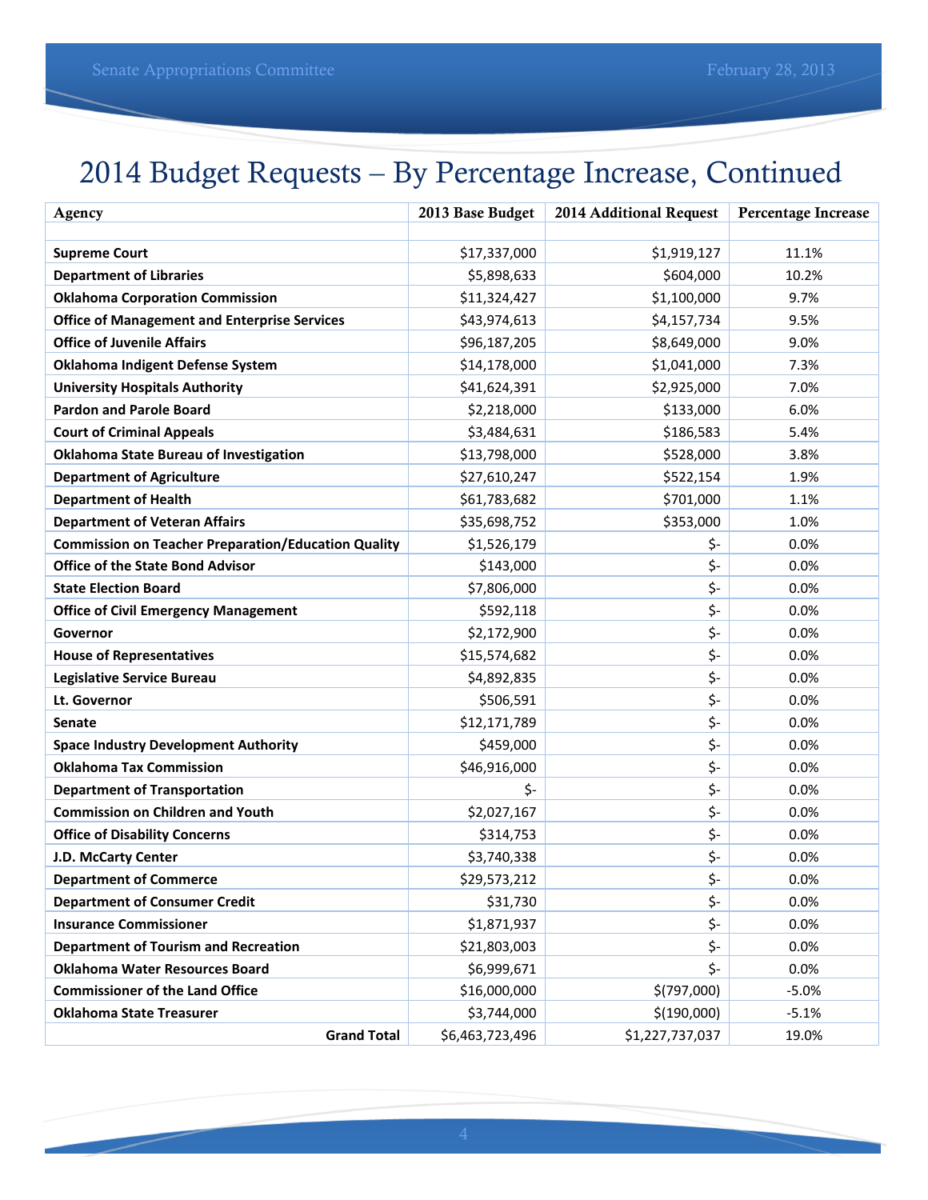# 2014 Budget Requests – By Percentage Increase, Continued

| Agency | 2013 Base Budget | 2014 Additional Request | Percentage Increase |
|---|---|---|---|
| | | | |
| **Supreme Court** | $17,337,000 | $1,919,127 | 11.1% |
| **Department of Libraries** | $5,898,633 | $604,000 | 10.2% |
| **Oklahoma Corporation Commission** | $11,324,427 | $1,100,000 | 9.7% |
| **Office of Management and Enterprise Services** | $43,974,613 | $4,157,734 | 9.5% |
| **Office of Juvenile Affairs** | $96,187,205 | $8,649,000 | 9.0% |
| **Oklahoma Indigent Defense System** | $14,178,000 | $1,041,000 | 7.3% |
| **University Hospitals Authority** | $41,624,391 | $2,925,000 | 7.0% |
| **Pardon and Parole Board** | $2,218,000 | $133,000 | 6.0% |
| **Court of Criminal Appeals** | $3,484,631 | $186,583 | 5.4% |
| **Oklahoma State Bureau of Investigation** | $13,798,000 | $528,000 | 3.8% |
| **Department of Agriculture** | $27,610,247 | $522,154 | 1.9% |
| **Department of Health** | $61,783,682 | $701,000 | 1.1% |
| **Department of Veteran Affairs** | $35,698,752 | $353,000 | 1.0% |
| **Commission on Teacher Preparation/Education Quality** | $1,526,179 | $- | 0.0% |
| **Office of the State Bond Advisor** | $143,000 | $- | 0.0% |
| **State Election Board** | $7,806,000 | $- | 0.0% |
| **Office of Civil Emergency Management** | $592,118 | $- | 0.0% |
| **Governor** | $2,172,900 | $- | 0.0% |
| **House of Representatives** | $15,574,682 | $- | 0.0% |
| **Legislative Service Bureau** | $4,892,835 | $- | 0.0% |
| **Lt. Governor** | $506,591 | $- | 0.0% |
| **Senate** | $12,171,789 | $- | 0.0% |
| **Space Industry Development Authority** | $459,000 | $- | 0.0% |
| **Oklahoma Tax Commission** | $46,916,000 | $- | 0.0% |
| **Department of Transportation** | $- | $- | 0.0% |
| **Commission on Children and Youth** | $2,027,167 | $- | 0.0% |
| **Office of Disability Concerns** | $314,753 | $- | 0.0% |
| **J.D. McCarty Center** | $3,740,338 | $- | 0.0% |
| **Department of Commerce** | $29,573,212 | $- | 0.0% |
| **Department of Consumer Credit** | $31,730 | $- | 0.0% |
| **Insurance Commissioner** | $1,871,937 | $- | 0.0% |
| **Department of Tourism and Recreation** | $21,803,003 | $- | 0.0% |
| **Oklahoma Water Resources Board** | $6,999,671 | $- | 0.0% |
| **Commissioner of the Land Office** | $16,000,000 | $(797,000) | -5.0% |
| **Oklahoma State Treasurer** | $3,744,000 | $(190,000) | -5.1% |
| **Grand Total** | $6,463,723,496 | $1,227,737,037 | 19.0% |